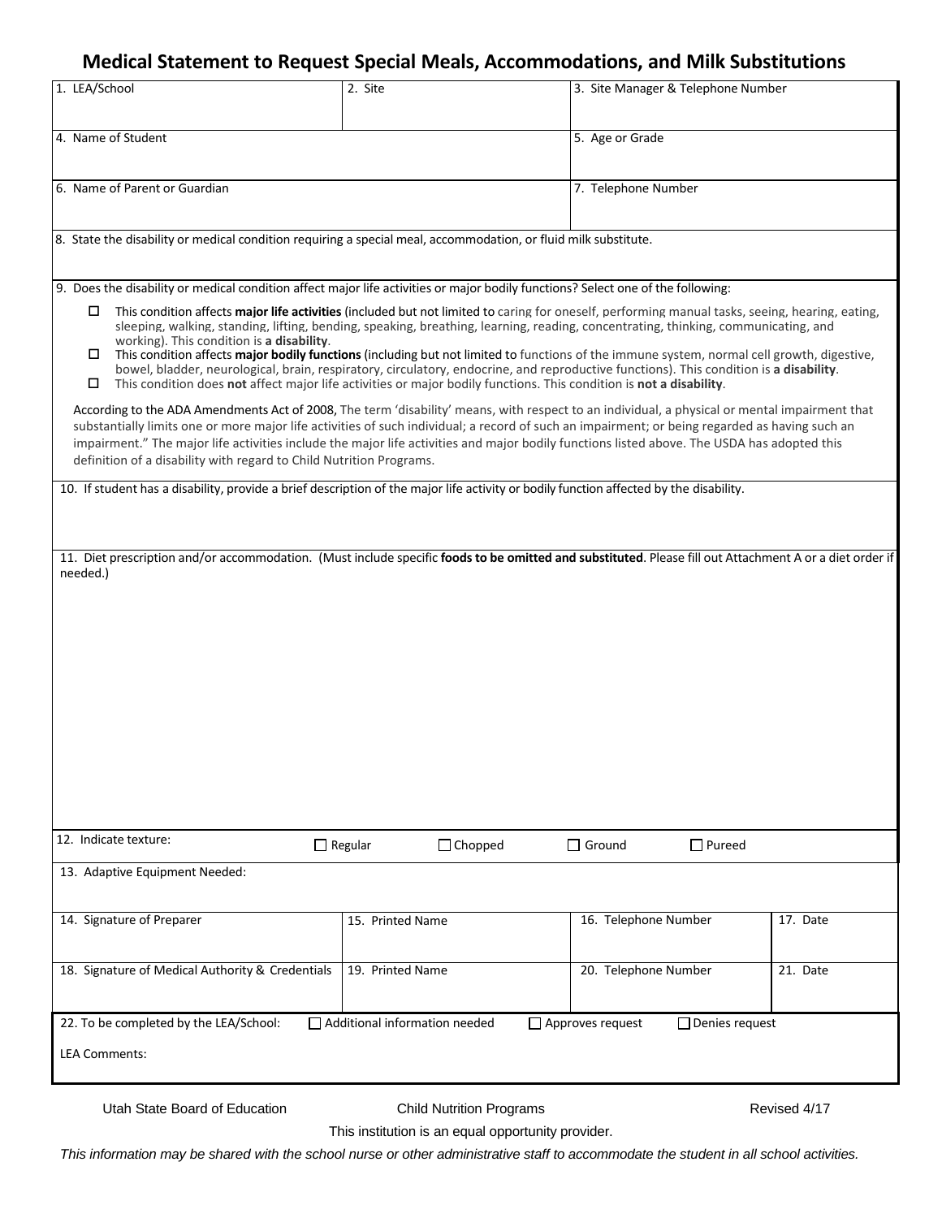# Medical Statement to Request Special Meals, Accommodations, and Milk Substitutions

| 1. LEA/School | 2. Site | 3. Site Manager & Telephone Number |
|---|---|---|

| 4. Name of Student | 5. Age or Grade |
|---|---|

| 6. Name of Parent or Guardian | 7. Telephone Number |
|---|---|

8. State the disability or medical condition requiring a special meal, accommodation, or fluid milk substitute.

9. Does the disability or medical condition affect major life activities or major bodily functions? Select one of the following:

- ☐ This condition affects **major life activities** (included but not limited to caring for oneself, performing manual tasks, seeing, hearing, eating, sleeping, walking, standing, lifting, bending, speaking, breathing, learning, reading, concentrating, thinking, communicating, and working). This condition is **a disability**.
- ☐ This condition affects **major bodily functions** (including but not limited to functions of the immune system, normal cell growth, digestive, bowel, bladder, neurological, brain, respiratory, circulatory, endocrine, and reproductive functions). This condition is **a disability**.
- ☐ This condition does **not** affect major life activities or major bodily functions. This condition is **not a disability**.

According to the ADA Amendments Act of 2008, The term 'disability' means, with respect to an individual, a physical or mental impairment that substantially limits one or more major life activities of such individual; a record of such an impairment; or being regarded as having such an impairment." The major life activities include the major life activities and major bodily functions listed above. The USDA has adopted this definition of a disability with regard to Child Nutrition Programs.

10. If student has a disability, provide a brief description of the major life activity or bodily function affected by the disability.

11. Diet prescription and/or accommodation. (Must include specific **foods to be omitted and substituted**. Please fill out Attachment A or a diet order if needed.)

12. Indicate texture: ☐ Regular ☐ Chopped ☐ Ground ☐ Pureed

13. Adaptive Equipment Needed:

| 14. Signature of Preparer | 15. Printed Name | 16. Telephone Number | 17. Date |
|---|---|---|---|
| 18. Signature of Medical Authority & Credentials | 19. Printed Name | 20. Telephone Number | 21. Date |

22. To be completed by the LEA/School: ☐ Additional information needed ☐ Approves request ☐ Denies request

LEA Comments:

Utah State Board of Education — Child Nutrition Programs — Revised 4/17

This institution is an equal opportunity provider.

*This information may be shared with the school nurse or other administrative staff to accommodate the student in all school activities.*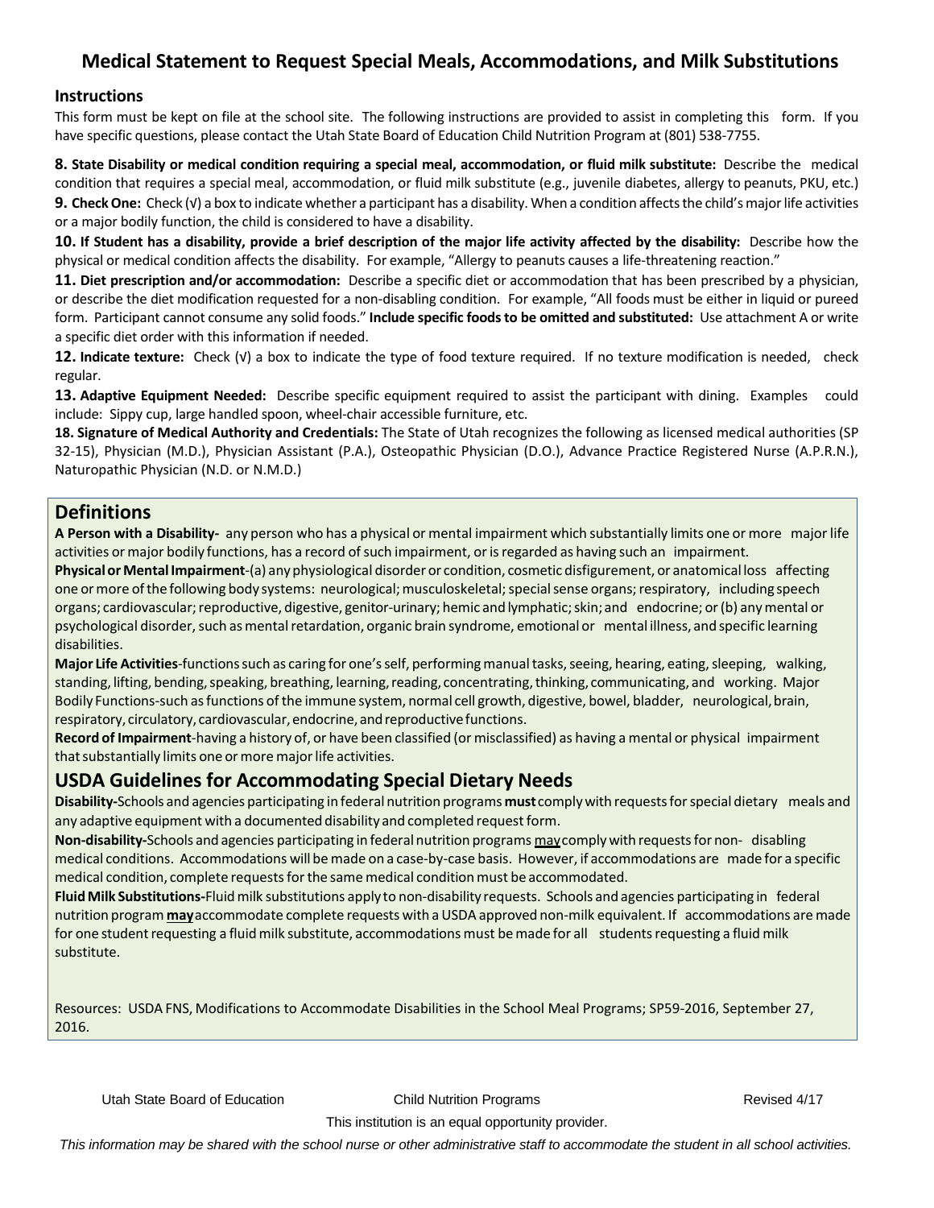# Medical Statement to Request Special Meals, Accommodations, and Milk Substitutions

### Instructions

This form must be kept on file at the school site. The following instructions are provided to assist in completing this form. If you have specific questions, please contact the Utah State Board of Education Child Nutrition Program at (801) 538-7755.

**8. State Disability or medical condition requiring a special meal, accommodation, or fluid milk substitute:** Describe the medical condition that requires a special meal, accommodation, or fluid milk substitute (e.g., juvenile diabetes, allergy to peanuts, PKU, etc.)

**9. Check One:** Check (√) a box to indicate whether a participant has a disability. When a condition affects the child's major life activities or a major bodily function, the child is considered to have a disability.

**10. If Student has a disability, provide a brief description of the major life activity affected by the disability:** Describe how the physical or medical condition affects the disability. For example, "Allergy to peanuts causes a life-threatening reaction."

**11. Diet prescription and/or accommodation:** Describe a specific diet or accommodation that has been prescribed by a physician, or describe the diet modification requested for a non-disabling condition. For example, "All foods must be either in liquid or pureed form. Participant cannot consume any solid foods." **Include specific foods to be omitted and substituted:** Use attachment A or write a specific diet order with this information if needed.

**12. Indicate texture:** Check (√) a box to indicate the type of food texture required. If no texture modification is needed, check regular.

**13. Adaptive Equipment Needed:** Describe specific equipment required to assist the participant with dining. Examples could include: Sippy cup, large handled spoon, wheel-chair accessible furniture, etc.

**18. Signature of Medical Authority and Credentials:** The State of Utah recognizes the following as licensed medical authorities (SP 32-15), Physician (M.D.), Physician Assistant (P.A.), Osteopathic Physician (D.O.), Advance Practice Registered Nurse (A.P.R.N.), Naturopathic Physician (N.D. or N.M.D.)

## Definitions

**A Person with a Disability-** any person who has a physical or mental impairment which substantially limits one or more major life activities or major bodily functions, has a record of such impairment, or is regarded as having such an impairment.

**Physical or Mental Impairment**-(a) any physiological disorder or condition, cosmetic disfigurement, or anatomical loss affecting one or more of the following body systems: neurological; musculoskeletal; special sense organs; respiratory, including speech organs; cardiovascular; reproductive, digestive, genitor-urinary; hemic and lymphatic; skin; and endocrine; or (b) any mental or psychological disorder, such as mental retardation, organic brain syndrome, emotional or mental illness, and specific learning disabilities.

**Major Life Activities**-functions such as caring for one's self, performing manual tasks, seeing, hearing, eating, sleeping, walking, standing, lifting, bending, speaking, breathing, learning, reading, concentrating, thinking, communicating, and working. Major Bodily Functions-such as functions of the immune system, normal cell growth, digestive, bowel, bladder, neurological, brain, respiratory, circulatory, cardiovascular, endocrine, and reproductive functions.

**Record of Impairment**-having a history of, or have been classified (or misclassified) as having a mental or physical impairment that substantially limits one or more major life activities.

## USDA Guidelines for Accommodating Special Dietary Needs

**Disability-**Schools and agencies participating in federal nutrition programs **must** comply with requests for special dietary meals and any adaptive equipment with a documented disability and completed request form.

**Non-disability-**Schools and agencies participating in federal nutrition programs **may** comply with requests for non- disabling medical conditions. Accommodations will be made on a case-by-case basis. However, if accommodations are made for a specific medical condition, complete requests for the same medical condition must be accommodated.

**Fluid Milk Substitutions-**Fluid milk substitutions apply to non-disability requests. Schools and agencies participating in federal nutrition program **may** accommodate complete requests with a USDA approved non-milk equivalent. If accommodations are made for one student requesting a fluid milk substitute, accommodations must be made for all students requesting a fluid milk substitute.

Resources: USDA FNS, Modifications to Accommodate Disabilities in the School Meal Programs; SP59-2016, September 27, 2016.

Utah State Board of Education Child Nutrition Programs Revised 4/17

This institution is an equal opportunity provider.

*This information may be shared with the school nurse or other administrative staff to accommodate the student in all school activities.*